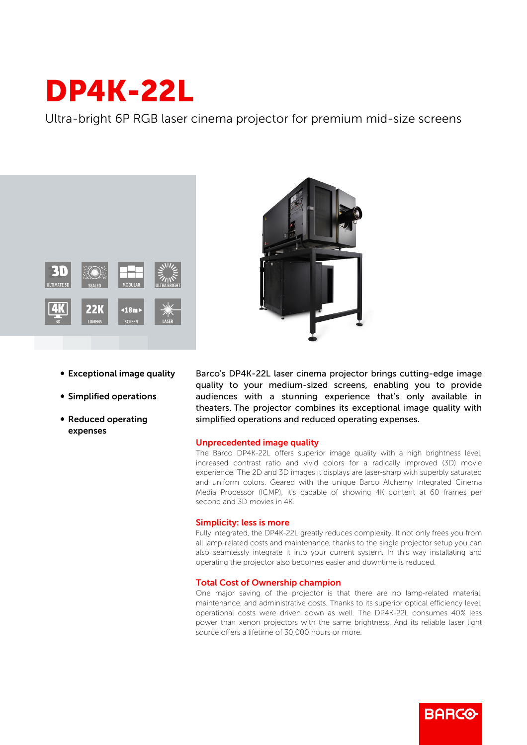# DP4K-22L

Ultra-bright 6P RGB laser cinema projector for premium mid-size screens

- **Exceptional image quality**
- **Simplified operations**
- **Reduced operating expenses**

Barco's DP4K-22L laser cinema projector brings cutting-edge image quality to your medium-sized screens, enabling you to provide audiences with a stunning experience that's only available in theaters. The projector combines its exceptional image quality with simplified operations and reduced operating expenses.

## Unprecedented image quality

The Barco DP4K-22L offers superior image quality with a high brightness level, increased contrast ratio and vivid colors for a radically improved (3D) movie experience. The 2D and 3D images it displays are laser-sharp with superbly saturated and uniform colors. Geared with the unique Barco Alchemy Integrated Cinema Media Processor (ICMP), it's capable of showing 4K content at 60 frames per second and 3D movies in 4K.

## Simplicity: less is more

Fully integrated, the DP4K-22L greatly reduces complexity. It not only frees you from all lamp-related costs and maintenance, thanks to the single projector setup you can also seamlessly integrate it into your current system. In this way installing and operating the projector also becomes easier and downtime is reduced.

## Total Cost of Ownership champion

One major saving of the projector is that there are no lamp-related material, maintenance, and administrative costs. Thanks to its superior optical efficiency level, operational costs were driven down as well. The DP4K-22L consumes 40% less power than xenon projectors with the same brightness. And its reliable laser light source offers a lifetime of 30,000 hours or more.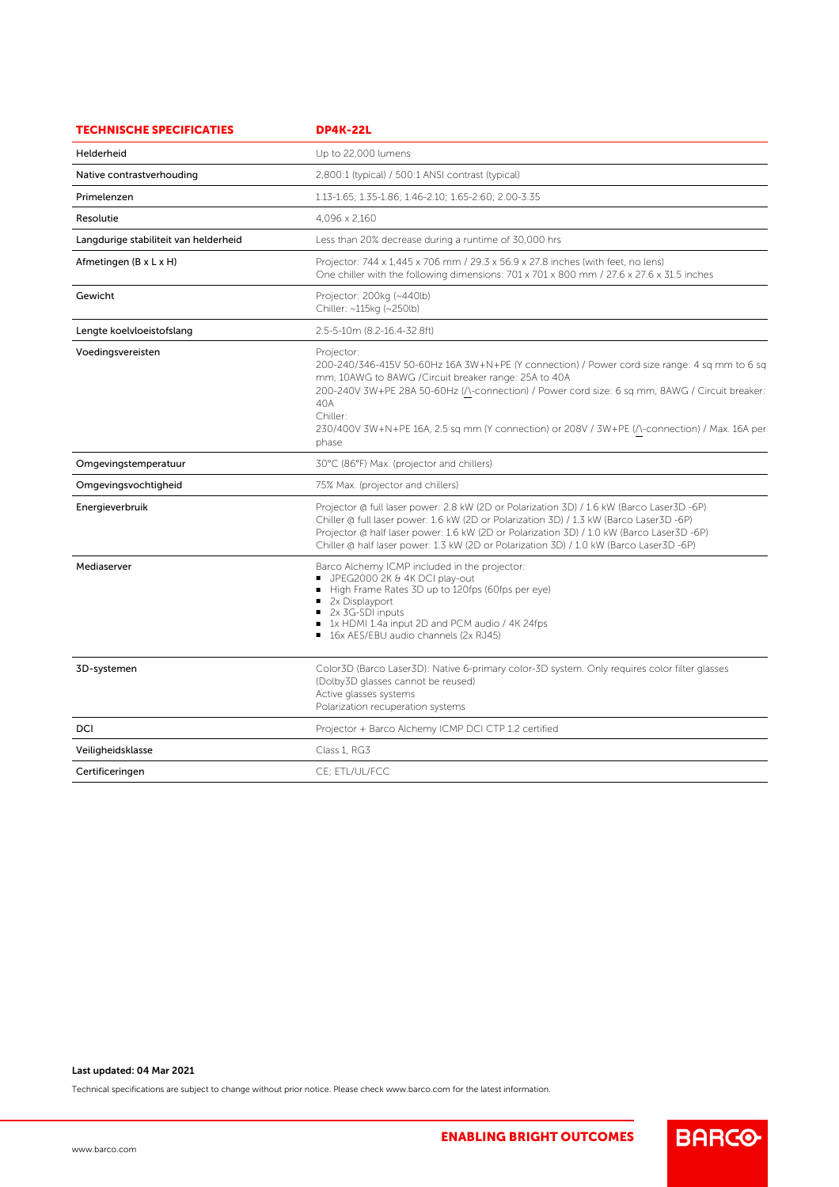| TECHNISCHE SPECIFICATIES | DP4K-22L |
|---|---|
| Helderheid | Up to 22,000 lumens |
| Native contrastverhouding | 2,800:1 (typical) / 500:1 ANSI contrast (typical) |
| Primelenzen | 1.13-1.65; 1.35-1.86; 1.46-2.10; 1.65-2.60; 2.00-3.35 |
| Resolutie | 4,096 x 2,160 |
| Langdurige stabiliteit van helderheid | Less than 20% decrease during a runtime of 30,000 hrs |
| Afmetingen (B x L x H) | Projector: 744 x 1,445 x 706 mm / 29.3 x 56.9 x 27.8 inches (with feet, no lens)<br>One chiller with the following dimensions: 701 x 701 x 800 mm / 27.6 x 27.6 x 31.5 inches |
| Gewicht | Projector: 200kg (~440lb)<br>Chiller: ~115kg (~250lb) |
| Lengte koelvloeistofslang | 2.5-5-10m (8.2-16.4-32.8ft) |
| Voedingsvereisten | Projector:<br>200-240/346-415V 50-60Hz 16A 3W+N+PE (Y connection) / Power cord size range: 4 sq mm to 6 sq mm, 10AWG to 8AWG /Circuit breaker range: 25A to 40A<br>200-240V 3W+PE 28A 50-60Hz (/\-connection) / Power cord size: 6 sq mm, 8AWG / Circuit breaker: 40A<br>Chiller:<br>230/400V 3W+N+PE 16A, 2.5 sq mm (Y connection) or 208V / 3W+PE (/\-connection) / Max. 16A per phase |
| Omgevingstemperatuur | 30°C (86°F) Max. (projector and chillers) |
| Omgevingsvochtigheid | 75% Max. (projector and chillers) |
| Energieverbruik | Projector @ full laser power: 2.8 kW (2D or Polarization 3D) / 1.6 kW (Barco Laser3D -6P)<br>Chiller @ full laser power: 1.6 kW (2D or Polarization 3D) / 1.3 kW (Barco Laser3D -6P)<br>Projector @ half laser power: 1.6 kW (2D or Polarization 3D) / 1.0 kW (Barco Laser3D -6P)<br>Chiller @ half laser power: 1.3 kW (2D or Polarization 3D) / 1.0 kW (Barco Laser3D -6P) |
| Mediaserver | Barco Alchemy ICMP included in the projector:<br>▪ JPEG2000 2K & 4K DCI play-out<br>▪ High Frame Rates 3D up to 120fps (60fps per eye)<br>▪ 2x Displayport<br>▪ 2x 3G-SDI inputs<br>▪ 1x HDMI 1.4a input 2D and PCM audio / 4K 24fps<br>▪ 16x AES/EBU audio channels (2x RJ45) |
| 3D-systemen | Color3D (Barco Laser3D): Native 6-primary color-3D system. Only requires color filter glasses (Dolby3D glasses cannot be reused)<br>Active glasses systems<br>Polarization recuperation systems |
| DCI | Projector + Barco Alchemy ICMP DCI CTP 1.2 certified |
| Veiligheidsklasse | Class 1, RG3 |
| Certificeringen | CE; ETL/UL/FCC |

**Last updated: 04 Mar 2021**

Technical specifications are subject to change without prior notice. Please check www.barco.com for the latest information.

**ENABLING BRIGHT OUTCOMES**

BARCO

www.barco.com